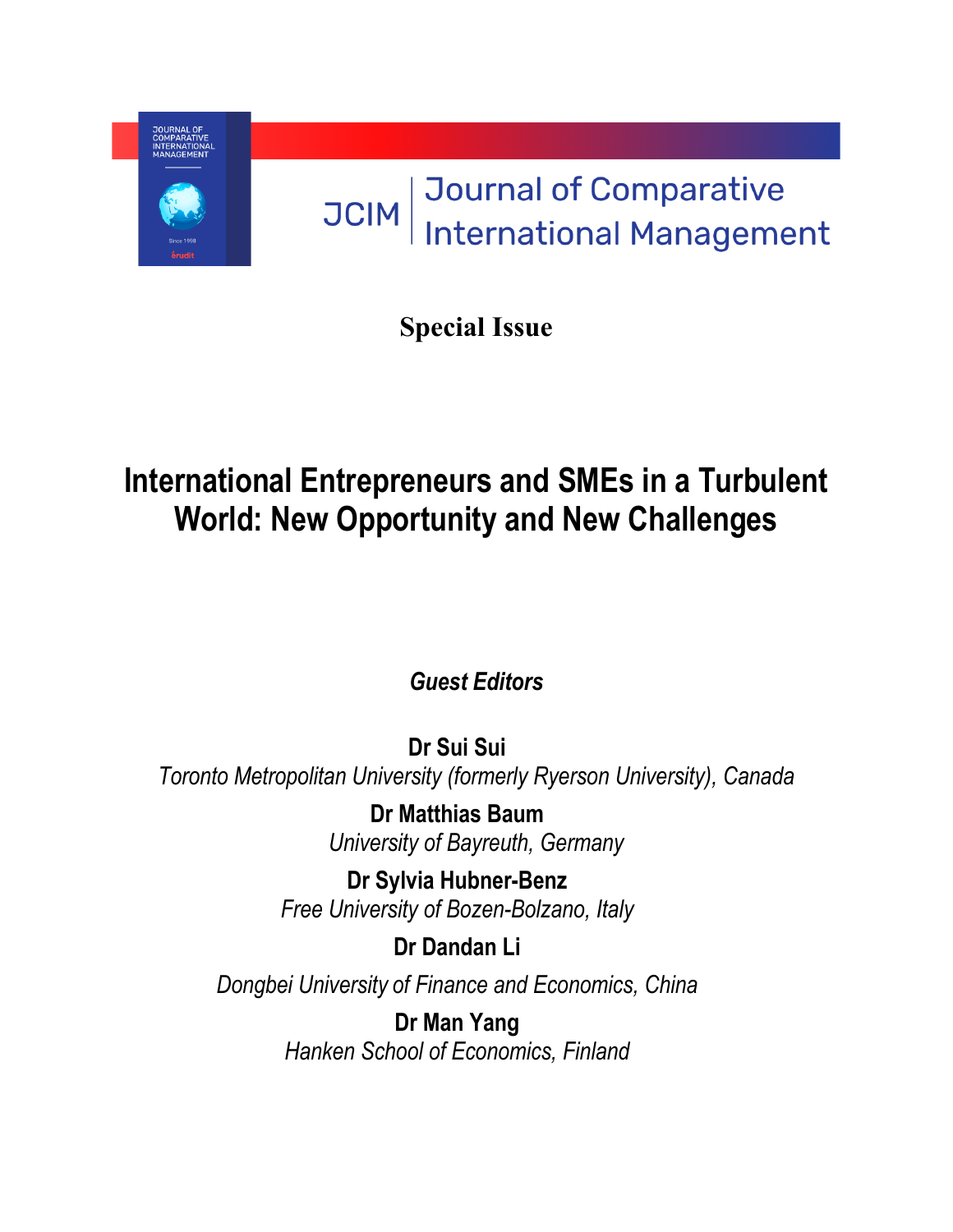JCIM | Journal of Comparative International Management

**Special Issue**

# International Entrepreneurs and SMEs in a Turbulent World: New Opportunity and New Challenges

***Guest Editors***

**Dr Sui Sui**
*Toronto Metropolitan University (formerly Ryerson University), Canada*

**Dr Matthias Baum**
*University of Bayreuth, Germany*

**Dr Sylvia Hubner-Benz**
*Free University of Bozen-Bolzano, Italy*

**Dr Dandan Li**
*Dongbei University of Finance and Economics, China*

**Dr Man Yang**
*Hanken School of Economics, Finland*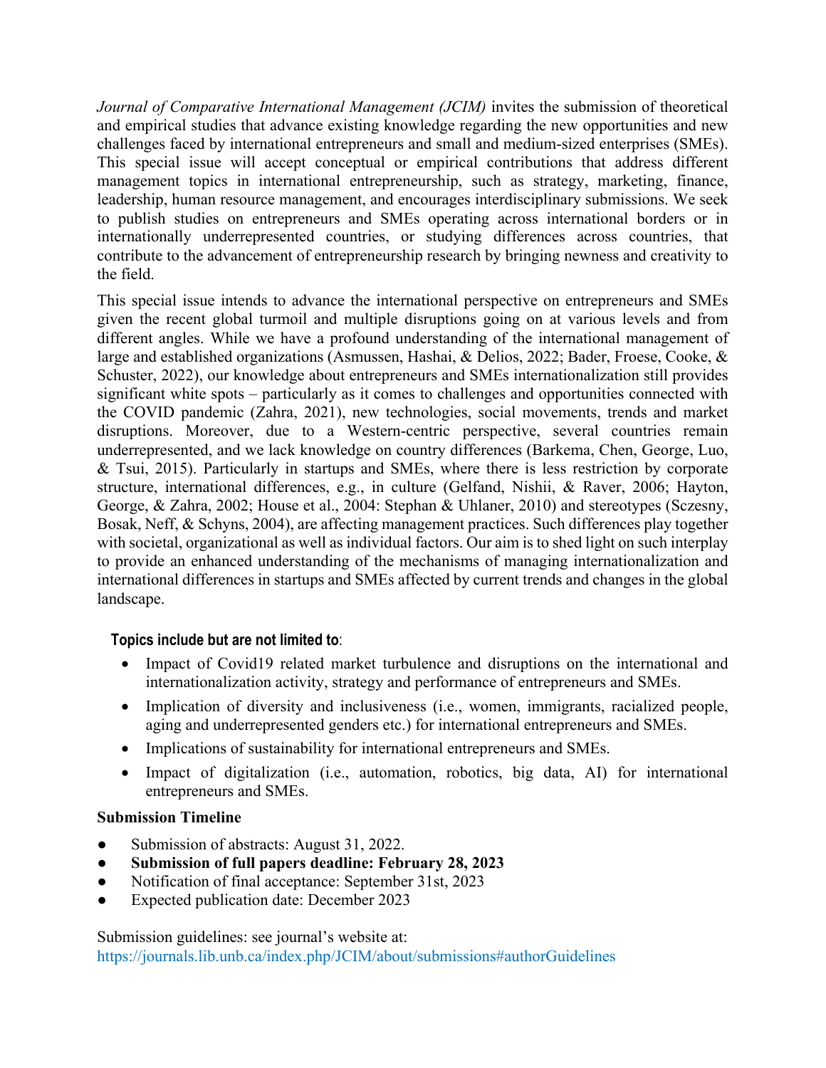*Journal of Comparative International Management (JCIM)* invites the submission of theoretical and empirical studies that advance existing knowledge regarding the new opportunities and new challenges faced by international entrepreneurs and small and medium-sized enterprises (SMEs). This special issue will accept conceptual or empirical contributions that address different management topics in international entrepreneurship, such as strategy, marketing, finance, leadership, human resource management, and encourages interdisciplinary submissions. We seek to publish studies on entrepreneurs and SMEs operating across international borders or in internationally underrepresented countries, or studying differences across countries, that contribute to the advancement of entrepreneurship research by bringing newness and creativity to the field.

This special issue intends to advance the international perspective on entrepreneurs and SMEs given the recent global turmoil and multiple disruptions going on at various levels and from different angles. While we have a profound understanding of the international management of large and established organizations (Asmussen, Hashai, & Delios, 2022; Bader, Froese, Cooke, & Schuster, 2022), our knowledge about entrepreneurs and SMEs internationalization still provides significant white spots – particularly as it comes to challenges and opportunities connected with the COVID pandemic (Zahra, 2021), new technologies, social movements, trends and market disruptions. Moreover, due to a Western-centric perspective, several countries remain underrepresented, and we lack knowledge on country differences (Barkema, Chen, George, Luo, & Tsui, 2015). Particularly in startups and SMEs, where there is less restriction by corporate structure, international differences, e.g., in culture (Gelfand, Nishii, & Raver, 2006; Hayton, George, & Zahra, 2002; House et al., 2004: Stephan & Uhlaner, 2010) and stereotypes (Sczesny, Bosak, Neff, & Schyns, 2004), are affecting management practices. Such differences play together with societal, organizational as well as individual factors. Our aim is to shed light on such interplay to provide an enhanced understanding of the mechanisms of managing internationalization and international differences in startups and SMEs affected by current trends and changes in the global landscape.

**Topics include but are not limited to**:

- Impact of Covid19 related market turbulence and disruptions on the international and internationalization activity, strategy and performance of entrepreneurs and SMEs.
- Implication of diversity and inclusiveness (i.e., women, immigrants, racialized people, aging and underrepresented genders etc.) for international entrepreneurs and SMEs.
- Implications of sustainability for international entrepreneurs and SMEs.
- Impact of digitalization (i.e., automation, robotics, big data, AI) for international entrepreneurs and SMEs.

**Submission Timeline**

- Submission of abstracts: August 31, 2022.
- **Submission of full papers deadline: February 28, 2023**
- Notification of final acceptance: September 31st, 2023
- Expected publication date: December 2023

Submission guidelines: see journal's website at:
https://journals.lib.unb.ca/index.php/JCIM/about/submissions#authorGuidelines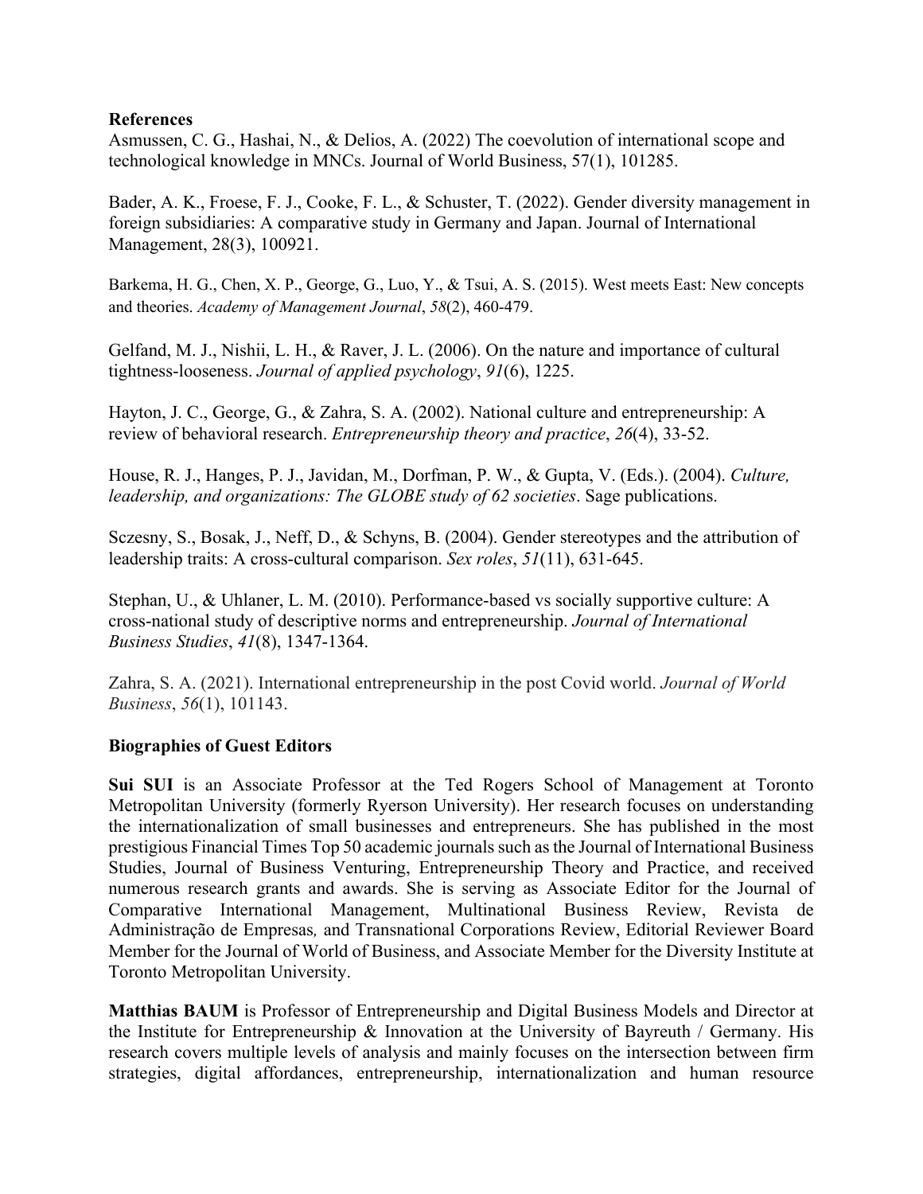**References**

Asmussen, C. G., Hashai, N., & Delios, A. (2022) The coevolution of international scope and technological knowledge in MNCs. Journal of World Business, 57(1), 101285.

Bader, A. K., Froese, F. J., Cooke, F. L., & Schuster, T. (2022). Gender diversity management in foreign subsidiaries: A comparative study in Germany and Japan. Journal of International Management, 28(3), 100921.

Barkema, H. G., Chen, X. P., George, G., Luo, Y., & Tsui, A. S. (2015). West meets East: New concepts and theories. *Academy of Management Journal*, *58*(2), 460-479.

Gelfand, M. J., Nishii, L. H., & Raver, J. L. (2006). On the nature and importance of cultural tightness-looseness. *Journal of applied psychology*, *91*(6), 1225.

Hayton, J. C., George, G., & Zahra, S. A. (2002). National culture and entrepreneurship: A review of behavioral research. *Entrepreneurship theory and practice*, *26*(4), 33-52.

House, R. J., Hanges, P. J., Javidan, M., Dorfman, P. W., & Gupta, V. (Eds.). (2004). *Culture, leadership, and organizations: The GLOBE study of 62 societies*. Sage publications.

Sczesny, S., Bosak, J., Neff, D., & Schyns, B. (2004). Gender stereotypes and the attribution of leadership traits: A cross-cultural comparison. *Sex roles*, *51*(11), 631-645.

Stephan, U., & Uhlaner, L. M. (2010). Performance-based vs socially supportive culture: A cross-national study of descriptive norms and entrepreneurship. *Journal of International Business Studies*, *41*(8), 1347-1364.

Zahra, S. A. (2021). International entrepreneurship in the post Covid world. *Journal of World Business*, *56*(1), 101143.

**Biographies of Guest Editors**

**Sui SUI** is an Associate Professor at the Ted Rogers School of Management at Toronto Metropolitan University (formerly Ryerson University). Her research focuses on understanding the internationalization of small businesses and entrepreneurs. She has published in the most prestigious Financial Times Top 50 academic journals such as the Journal of International Business Studies, Journal of Business Venturing, Entrepreneurship Theory and Practice, and received numerous research grants and awards. She is serving as Associate Editor for the Journal of Comparative International Management, Multinational Business Review, Revista de Administração de Empresas*,* and Transnational Corporations Review, Editorial Reviewer Board Member for the Journal of World of Business, and Associate Member for the Diversity Institute at Toronto Metropolitan University.

**Matthias BAUM** is Professor of Entrepreneurship and Digital Business Models and Director at the Institute for Entrepreneurship & Innovation at the University of Bayreuth / Germany. His research covers multiple levels of analysis and mainly focuses on the intersection between firm strategies, digital affordances, entrepreneurship, internationalization and human resource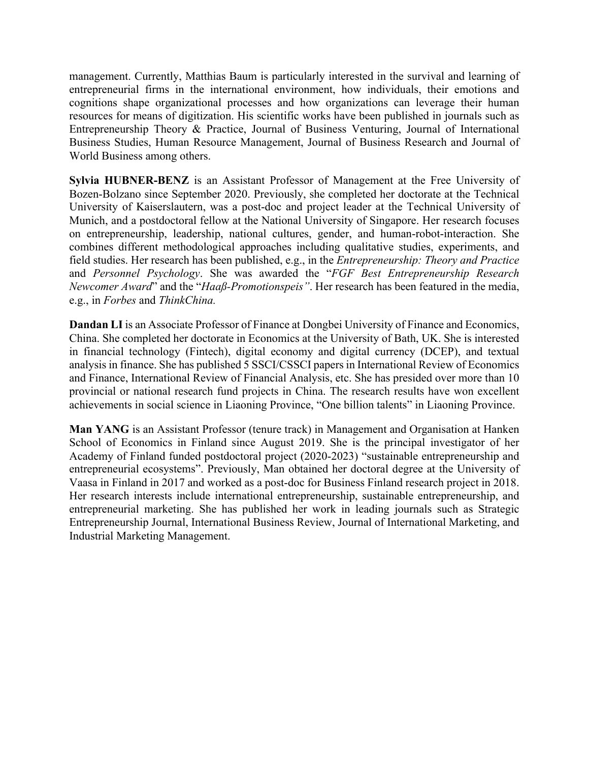management. Currently, Matthias Baum is particularly interested in the survival and learning of entrepreneurial firms in the international environment, how individuals, their emotions and cognitions shape organizational processes and how organizations can leverage their human resources for means of digitization. His scientific works have been published in journals such as Entrepreneurship Theory & Practice, Journal of Business Venturing, Journal of International Business Studies, Human Resource Management, Journal of Business Research and Journal of World Business among others.

**Sylvia HUBNER-BENZ** is an Assistant Professor of Management at the Free University of Bozen-Bolzano since September 2020. Previously, she completed her doctorate at the Technical University of Kaiserslautern, was a post-doc and project leader at the Technical University of Munich, and a postdoctoral fellow at the National University of Singapore. Her research focuses on entrepreneurship, leadership, national cultures, gender, and human-robot-interaction. She combines different methodological approaches including qualitative studies, experiments, and field studies. Her research has been published, e.g., in the *Entrepreneurship: Theory and Practice* and *Personnel Psychology*. She was awarded the "*FGF Best Entrepreneurship Research Newcomer Award*" and the "*Haaß-Promotionspeis"*. Her research has been featured in the media, e.g., in *Forbes* and *ThinkChina.*

**Dandan LI** is an Associate Professor of Finance at Dongbei University of Finance and Economics, China. She completed her doctorate in Economics at the University of Bath, UK. She is interested in financial technology (Fintech), digital economy and digital currency (DCEP), and textual analysis in finance. She has published 5 SSCI/CSSCI papers in International Review of Economics and Finance, International Review of Financial Analysis, etc. She has presided over more than 10 provincial or national research fund projects in China. The research results have won excellent achievements in social science in Liaoning Province, "One billion talents" in Liaoning Province.

**Man YANG** is an Assistant Professor (tenure track) in Management and Organisation at Hanken School of Economics in Finland since August 2019. She is the principal investigator of her Academy of Finland funded postdoctoral project (2020-2023) "sustainable entrepreneurship and entrepreneurial ecosystems". Previously, Man obtained her doctoral degree at the University of Vaasa in Finland in 2017 and worked as a post-doc for Business Finland research project in 2018. Her research interests include international entrepreneurship, sustainable entrepreneurship, and entrepreneurial marketing. She has published her work in leading journals such as Strategic Entrepreneurship Journal, International Business Review, Journal of International Marketing, and Industrial Marketing Management.